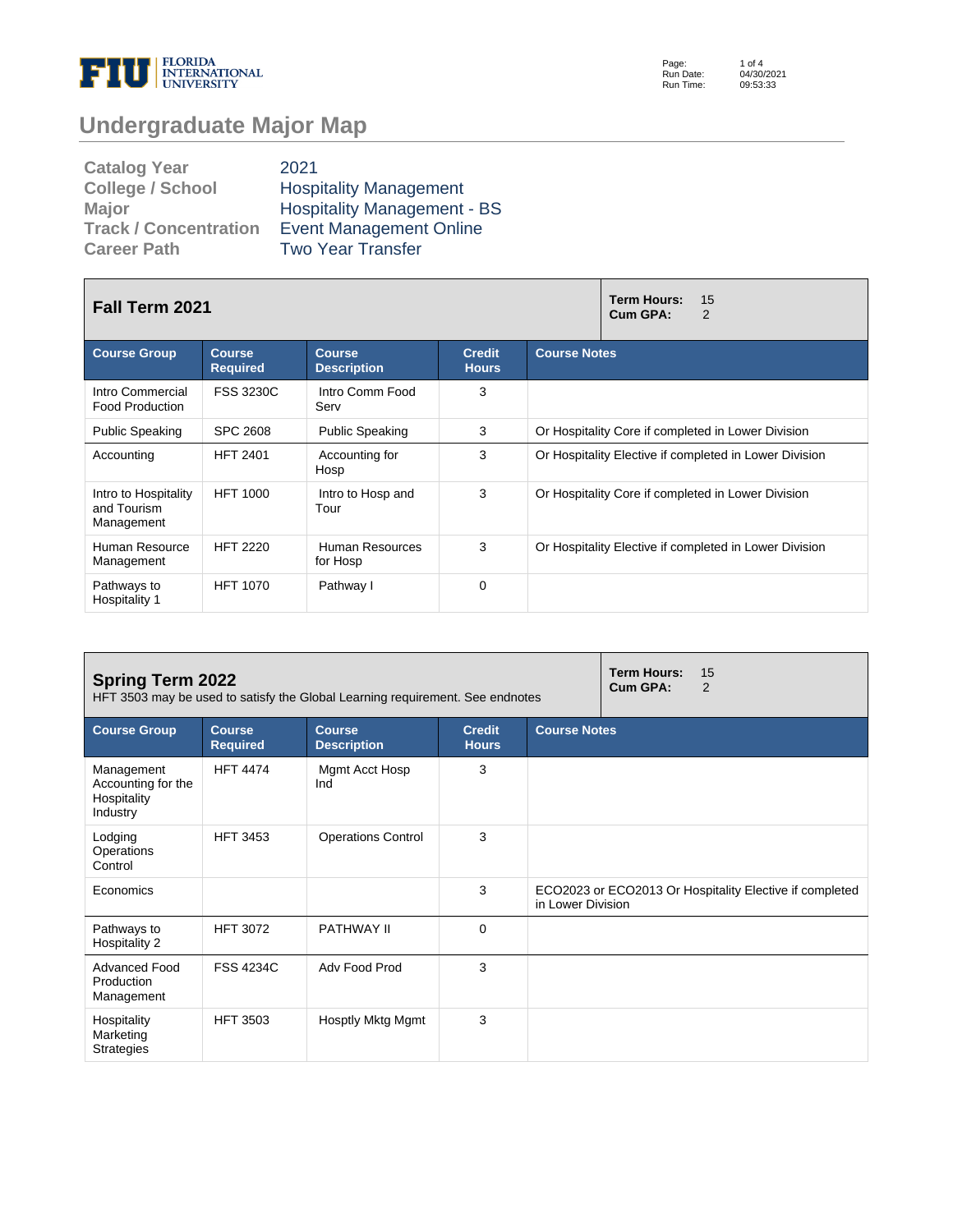# Undergraduate Major Map

| | |
|---|---|
| **Catalog Year** | 2021 |
| **College / School** | Hospitality Management |
| **Major** | Hospitality Management - BS |
| **Track / Concentration** | Event Management Online |
| **Career Path** | Two Year Transfer |

## Fall Term 2021

**Term Hours:** 15
**Cum GPA:** 2

| Course Group | Course Required | Course Description | Credit Hours | Course Notes |
|---|---|---|---|---|
| Intro Commercial Food Production | FSS 3230C | Intro Comm Food Serv | 3 | |
| Public Speaking | SPC 2608 | Public Speaking | 3 | Or Hospitality Core if completed in Lower Division |
| Accounting | HFT 2401 | Accounting for Hosp | 3 | Or Hospitality Elective if completed in Lower Division |
| Intro to Hospitality and Tourism Management | HFT 1000 | Intro to Hosp and Tour | 3 | Or Hospitality Core if completed in Lower Division |
| Human Resource Management | HFT 2220 | Human Resources for Hosp | 3 | Or Hospitality Elective if completed in Lower Division |
| Pathways to Hospitality 1 | HFT 1070 | Pathway I | 0 | |

## Spring Term 2022

HFT 3503 may be used to satisfy the Global Learning requirement. See endnotes

**Term Hours:** 15
**Cum GPA:** 2

| Course Group | Course Required | Course Description | Credit Hours | Course Notes |
|---|---|---|---|---|
| Management Accounting for the Hospitality Industry | HFT 4474 | Mgmt Acct Hosp Ind | 3 | |
| Lodging Operations Control | HFT 3453 | Operations Control | 3 | |
| Economics | | | 3 | ECO2023 or ECO2013 Or Hospitality Elective if completed in Lower Division |
| Pathways to Hospitality 2 | HFT 3072 | PATHWAY II | 0 | |
| Advanced Food Production Management | FSS 4234C | Adv Food Prod | 3 | |
| Hospitality Marketing Strategies | HFT 3503 | Hosptly Mktg Mgmt | 3 | |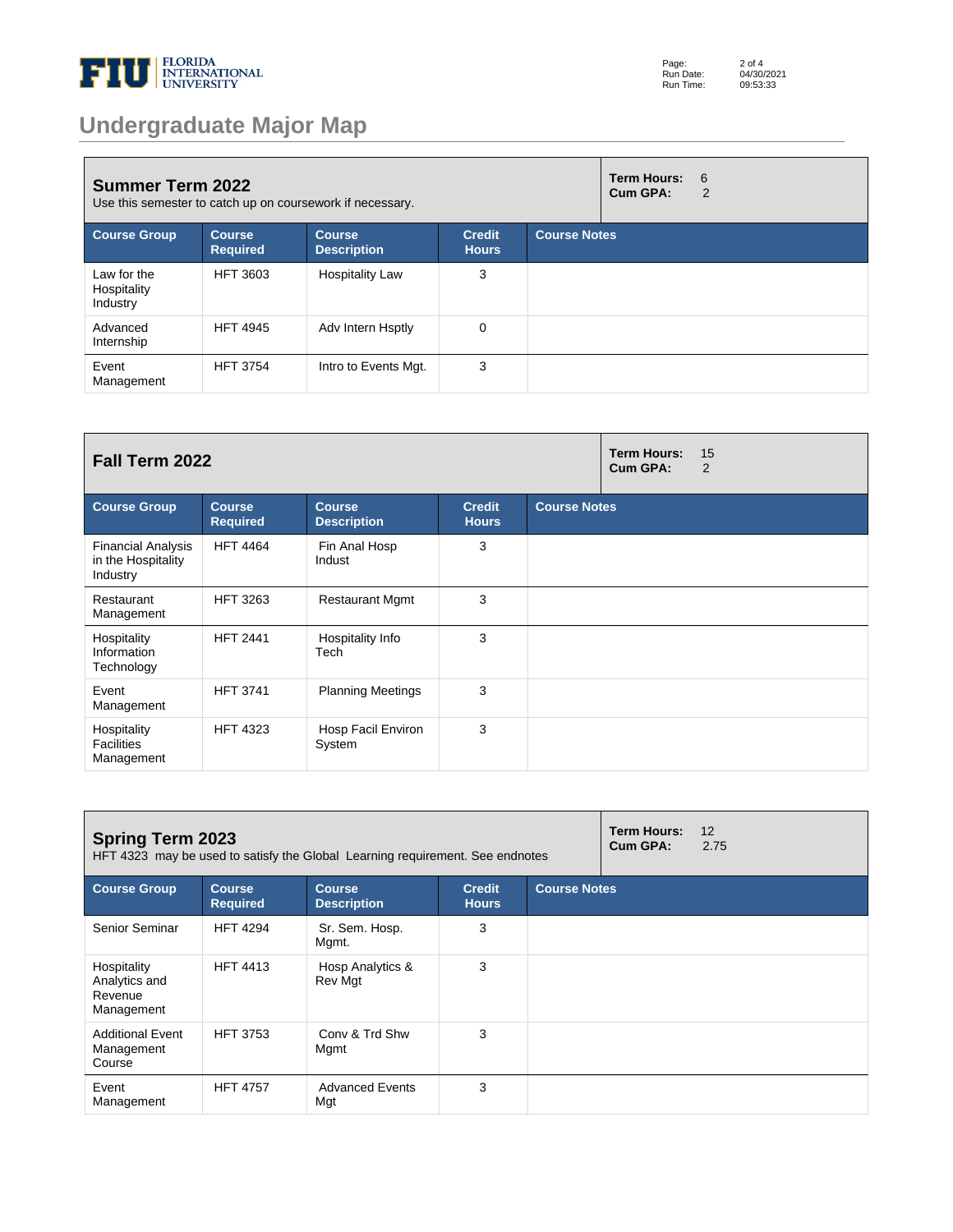# Undergraduate Major Map

## Summer Term 2022

Use this semester to catch up on coursework if necessary.

**Term Hours:** 6
**Cum GPA:** 2

| Course Group | Course Required | Course Description | Credit Hours | Course Notes |
|---|---|---|---|---|
| Law for the Hospitality Industry | HFT 3603 | Hospitality Law | 3 | |
| Advanced Internship | HFT 4945 | Adv Intern Hsptly | 0 | |
| Event Management | HFT 3754 | Intro to Events Mgt. | 3 | |

## Fall Term 2022

**Term Hours:** 15
**Cum GPA:** 2

| Course Group | Course Required | Course Description | Credit Hours | Course Notes |
|---|---|---|---|---|
| Financial Analysis in the Hospitality Industry | HFT 4464 | Fin Anal Hosp Indust | 3 | |
| Restaurant Management | HFT 3263 | Restaurant Mgmt | 3 | |
| Hospitality Information Technology | HFT 2441 | Hospitality Info Tech | 3 | |
| Event Management | HFT 3741 | Planning Meetings | 3 | |
| Hospitality Facilities Management | HFT 4323 | Hosp Facil Environ System | 3 | |

## Spring Term 2023

HFT 4323 may be used to satisfy the Global Learning requirement. See endnotes

**Term Hours:** 12
**Cum GPA:** 2.75

| Course Group | Course Required | Course Description | Credit Hours | Course Notes |
|---|---|---|---|---|
| Senior Seminar | HFT 4294 | Sr. Sem. Hosp. Mgmt. | 3 | |
| Hospitality Analytics and Revenue Management | HFT 4413 | Hosp Analytics & Rev Mgt | 3 | |
| Additional Event Management Course | HFT 3753 | Conv & Trd Shw Mgmt | 3 | |
| Event Management | HFT 4757 | Advanced Events Mgt | 3 | |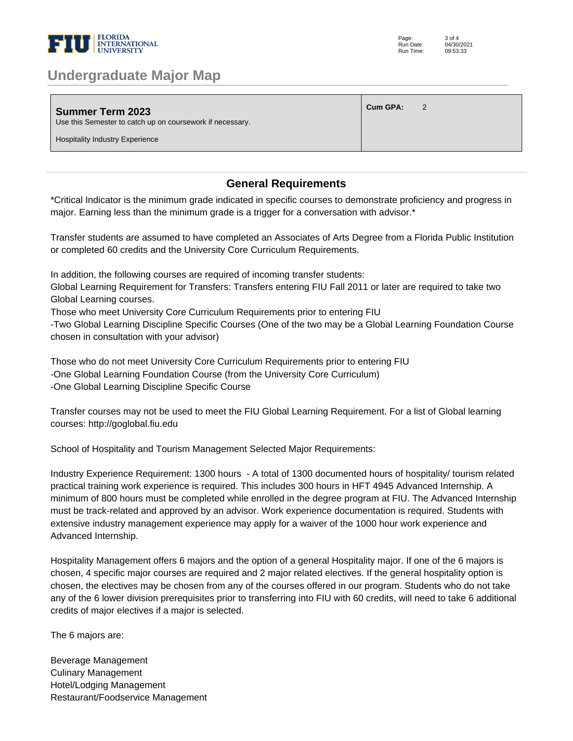# Undergraduate Major Map

| **Summer Term 2023**<br>Use this Semester to catch up on coursework if necessary.<br><br>Hospitality Industry Experience | **Cum GPA:** 2 |
|---|---|

## General Requirements

*Critical Indicator is the minimum grade indicated in specific courses to demonstrate proficiency and progress in major. Earning less than the minimum grade is a trigger for a conversation with advisor.*

Transfer students are assumed to have completed an Associates of Arts Degree from a Florida Public Institution or completed 60 credits and the University Core Curriculum Requirements.

In addition, the following courses are required of incoming transfer students:
Global Learning Requirement for Transfers: Transfers entering FIU Fall 2011 or later are required to take two Global Learning courses.
Those who meet University Core Curriculum Requirements prior to entering FIU
-Two Global Learning Discipline Specific Courses (One of the two may be a Global Learning Foundation Course chosen in consultation with your advisor)

Those who do not meet University Core Curriculum Requirements prior to entering FIU
-One Global Learning Foundation Course (from the University Core Curriculum)
-One Global Learning Discipline Specific Course

Transfer courses may not be used to meet the FIU Global Learning Requirement. For a list of Global learning courses: http://goglobal.fiu.edu

School of Hospitality and Tourism Management Selected Major Requirements:

Industry Experience Requirement: 1300 hours - A total of 1300 documented hours of hospitality/ tourism related practical training work experience is required. This includes 300 hours in HFT 4945 Advanced Internship. A minimum of 800 hours must be completed while enrolled in the degree program at FIU. The Advanced Internship must be track-related and approved by an advisor. Work experience documentation is required. Students with extensive industry management experience may apply for a waiver of the 1000 hour work experience and Advanced Internship.

Hospitality Management offers 6 majors and the option of a general Hospitality major. If one of the 6 majors is chosen, 4 specific major courses are required and 2 major related electives. If the general hospitality option is chosen, the electives may be chosen from any of the courses offered in our program. Students who do not take any of the 6 lower division prerequisites prior to transferring into FIU with 60 credits, will need to take 6 additional credits of major electives if a major is selected.

The 6 majors are:

Beverage Management
Culinary Management
Hotel/Lodging Management
Restaurant/Foodservice Management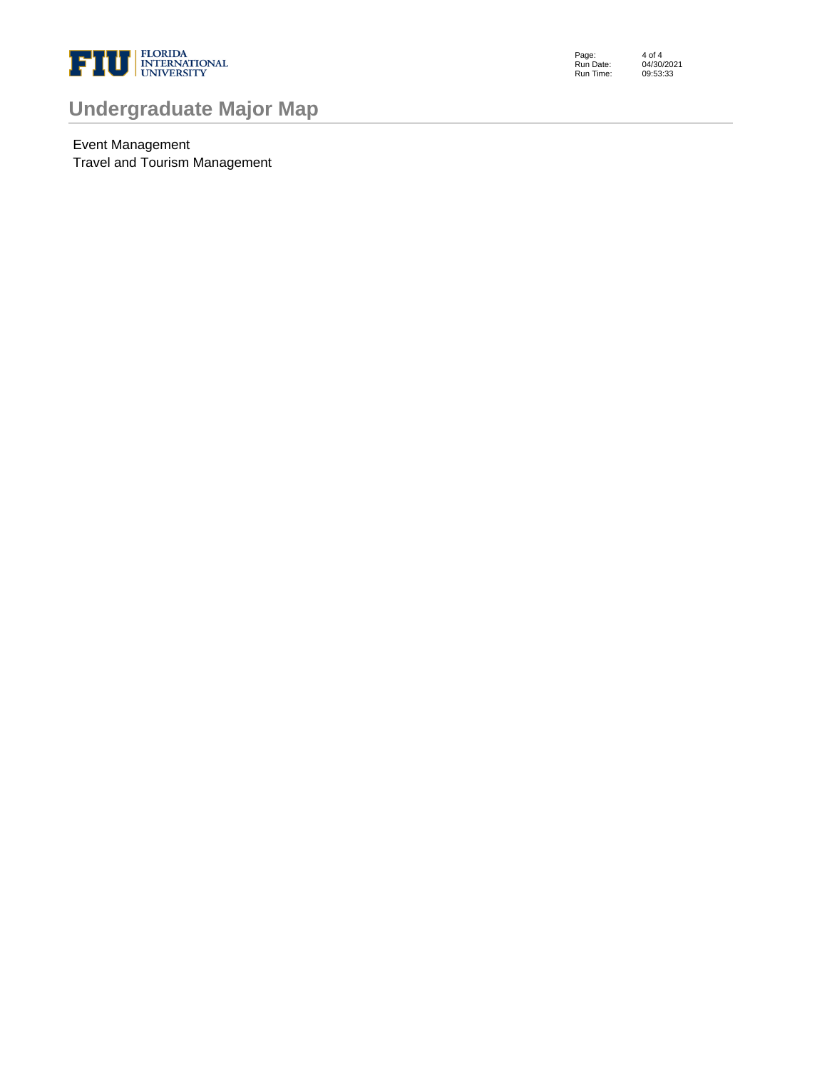# Undergraduate Major Map

Event Management
Travel and Tourism Management